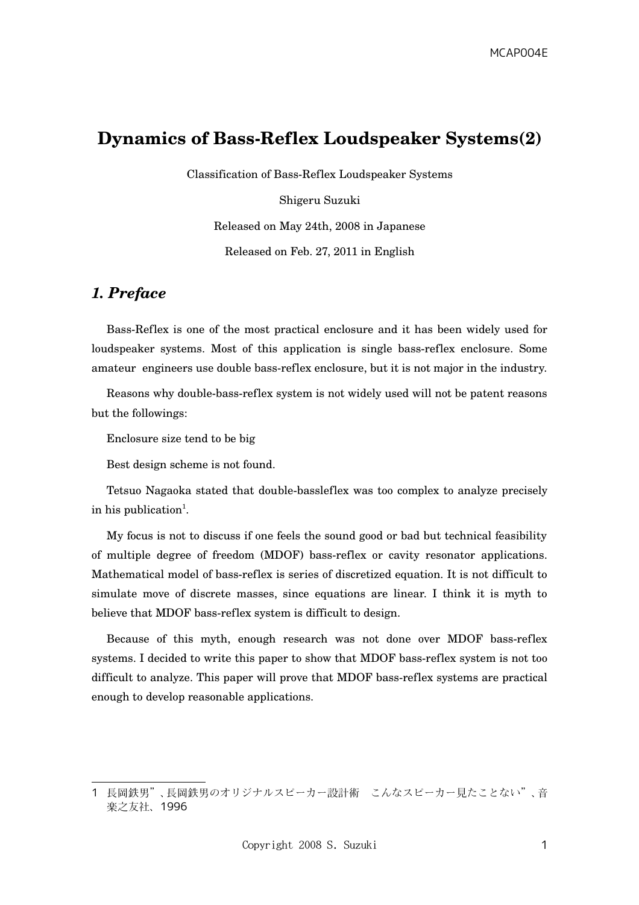# Dynamics of Bass-Reflex Loudspeaker Systems(2)

Classification of Bass-Reflex Loudspeaker Systems

Shigeru Suzuki

Released on May 24th, 2008 in Japanese

Released on Feb. 27, 2011 in English

## *1. Preface*

Bass-Reflex is one of the most practical enclosure and it has been widely used for loudspeaker systems. Most of this application is single bass-reflex enclosure. Some amateur engineers use double bass-reflex enclosure, but it is not major in the industry.

Reasons why double-bass-reflex system is not widely used will not be patent reasons but the followings:

Enclosure size tend to be big

Best design scheme is not found.

Tetsuo Nagaoka stated that double-bassleflex was too complex to analyze precisely in his publication[1].

My focus is not to discuss if one feels the sound good or bad but technical feasibility of multiple degree of freedom (MDOF) bass-reflex or cavity resonator applications. Mathematical model of bass-reflex is series of discretized equation. It is not difficult to simulate move of discrete masses, since equations are linear. I think it is myth to believe that MDOF bass-reflex system is difficult to design.

Because of this myth, enough research was not done over MDOF bass-reflex systems. I decided to write this paper to show that MDOF bass-reflex system is not too difficult to analyze. This paper will prove that MDOF bass-reflex systems are practical enough to develop reasonable applications.

---

1 長岡鉄男”、長岡鉄男のオリジナルスピーカー設計術　こんなスピーカー見たことない”、音楽之友社、1996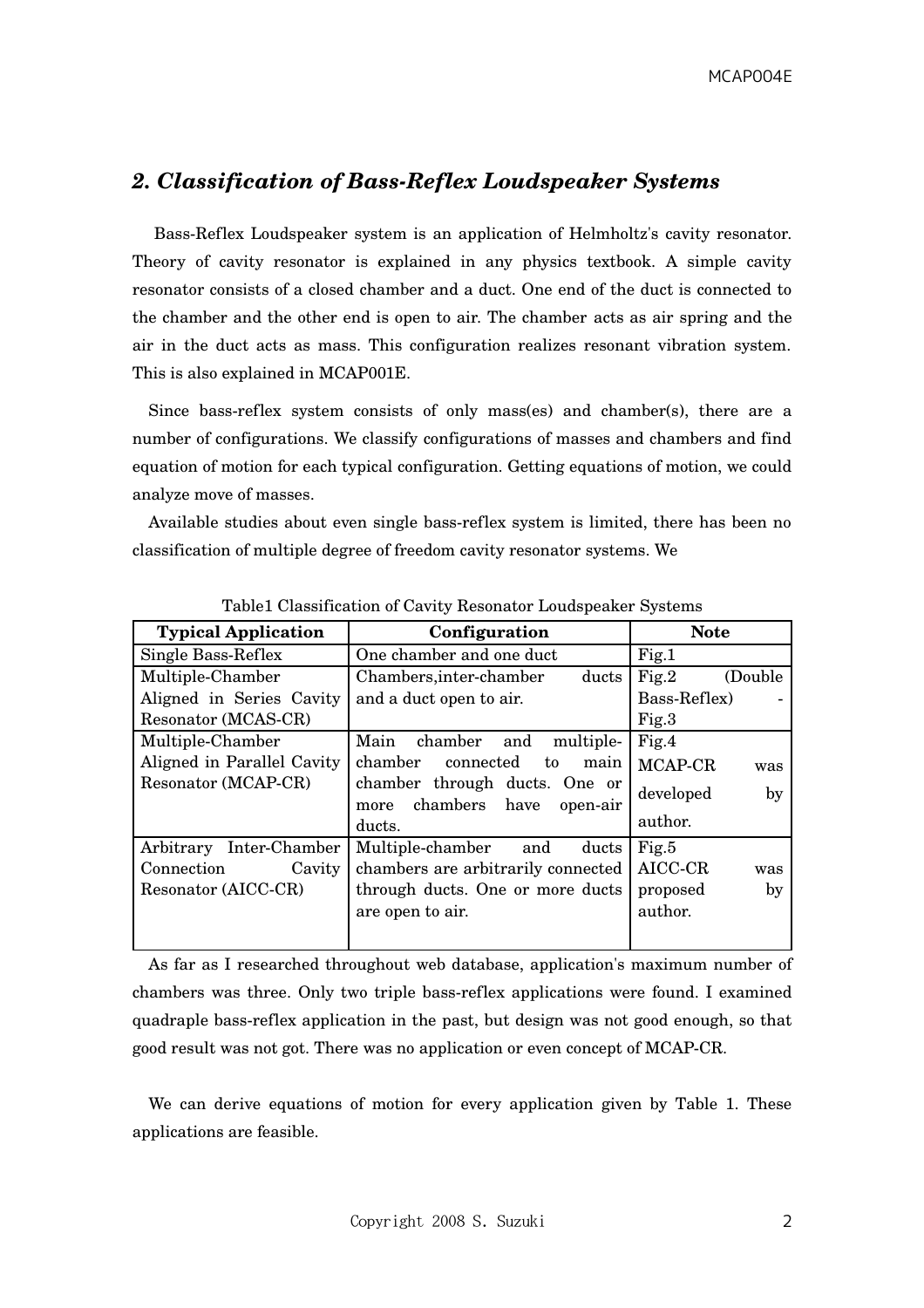## *2. Classification of Bass-Reflex Loudspeaker Systems*

Bass-Reflex Loudspeaker system is an application of Helmholtz's cavity resonator. Theory of cavity resonator is explained in any physics textbook. A simple cavity resonator consists of a closed chamber and a duct. One end of the duct is connected to the chamber and the other end is open to air. The chamber acts as air spring and the air in the duct acts as mass. This configuration realizes resonant vibration system. This is also explained in MCAP001E.

Since bass-reflex system consists of only mass(es) and chamber(s), there are a number of configurations. We classify configurations of masses and chambers and find equation of motion for each typical configuration. Getting equations of motion, we could analyze move of masses.

Available studies about even single bass-reflex system is limited, there has been no classification of multiple degree of freedom cavity resonator systems. We

Table1 Classification of Cavity Resonator Loudspeaker Systems

| Typical Application | Configuration | Note |
|---|---|---|
| Single Bass-Reflex | One chamber and one duct | Fig.1 |
| Multiple-Chamber Aligned in Series Cavity Resonator (MCAS-CR) | Chambers,inter-chamber ducts and a duct open to air. | Fig.2 (Double Bass-Reflex) - Fig.3 |
| Multiple-Chamber Aligned in Parallel Cavity Resonator (MCAP-CR) | Main chamber and multiple-chamber connected to main chamber through ducts. One or more chambers have open-air ducts. | Fig.4 MCAP-CR was developed by author. |
| Arbitrary Inter-Chamber Connection Cavity Resonator (AICC-CR) | Multiple-chamber and ducts chambers are arbitrarily connected through ducts. One or more ducts are open to air. | Fig.5 AICC-CR was proposed by author. |

As far as I researched throughout web database, application's maximum number of chambers was three. Only two triple bass-reflex applications were found. I examined quadraple bass-reflex application in the past, but design was not good enough, so that good result was not got. There was no application or even concept of MCAP-CR.

We can derive equations of motion for every application given by Table 1. These applications are feasible.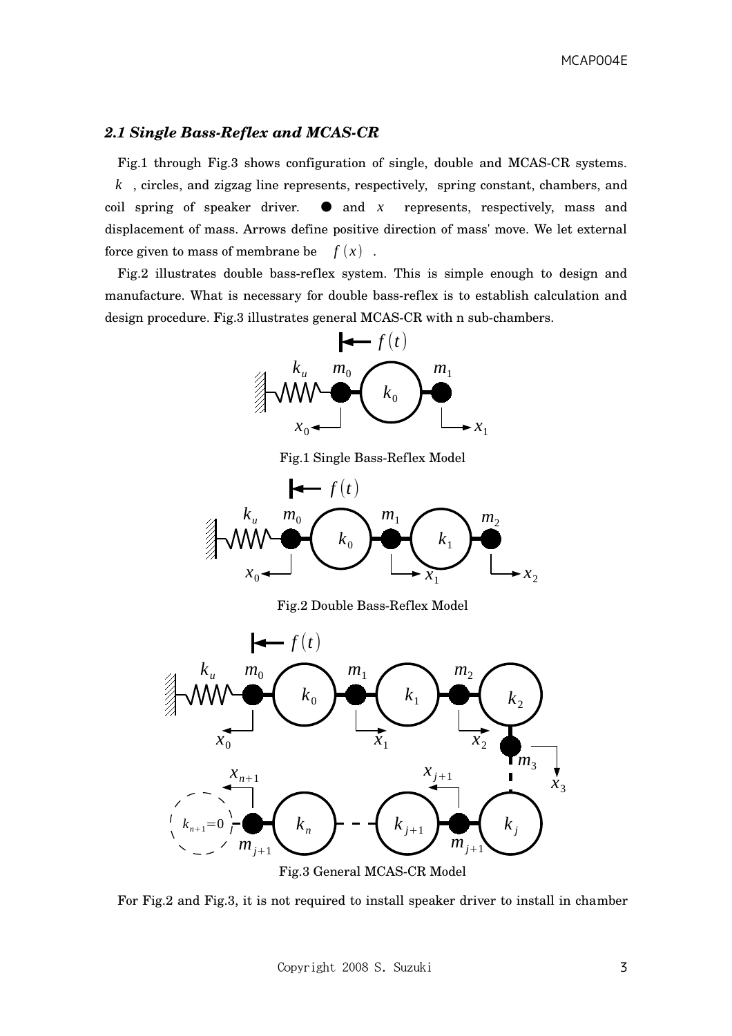### *2.1 Single Bass-Reflex and MCAS-CR*

Fig.1 through Fig.3 shows configuration of single, double and MCAS-CR systems. $k$ , circles, and zigzag line represents, respectively, spring constant, chambers, and coil spring of speaker driver. ● and $x$ represents, respectively, mass and displacement of mass. Arrows define positive direction of mass' move. We let external force given to mass of membrane be $f(x)$ .

Fig.2 illustrates double bass-reflex system. This is simple enough to design and manufacture. What is necessary for double bass-reflex is to establish calculation and design procedure. Fig.3 illustrates general MCAS-CR with n sub-chambers.

Fig.1 Single Bass-Reflex Model

Fig.2 Double Bass-Reflex Model

Fig.3 General MCAS-CR Model

For Fig.2 and Fig.3, it is not required to install speaker driver to install in chamber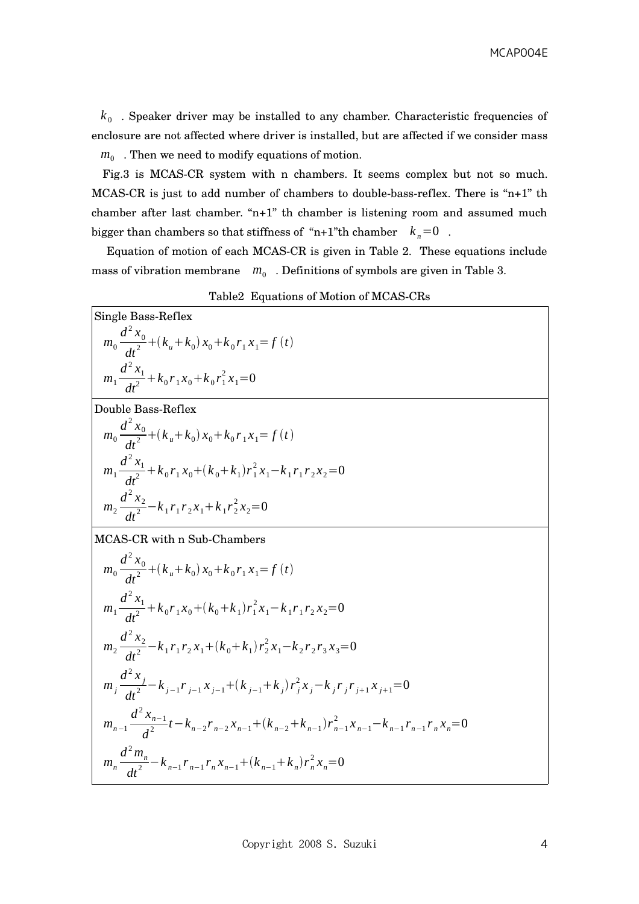$k_0$ . Speaker driver may be installed to any chamber. Characteristic frequencies of enclosure are not affected where driver is installed, but are affected if we consider mass $m_0$ . Then we need to modify equations of motion.

Fig.3 is MCAS-CR system with n chambers. It seems complex but not so much. MCAS-CR is just to add number of chambers to double-bass-reflex. There is "n+1" th chamber after last chamber. "n+1" th chamber is listening room and assumed much bigger than chambers so that stiffness of "n+1"th chamber $k_n=0$ .

Equation of motion of each MCAS-CR is given in Table 2. These equations include mass of vibration membrane $m_0$ . Definitions of symbols are given in Table 3.

Table2 Equations of Motion of MCAS-CRs

**Single Bass-Reflex**

$$m_0 \frac{d^2 x_0}{dt^2} + (k_u + k_0) x_0 + k_0 r_1 x_1 = f(t)$$

$$m_1 \frac{d^2 x_1}{dt^2} + k_0 r_1 x_0 + k_0 r_1^2 x_1 = 0$$

**Double Bass-Reflex**

$$m_0 \frac{d^2 x_0}{dt^2} + (k_u + k_0) x_0 + k_0 r_1 x_1 = f(t)$$

$$m_1 \frac{d^2 x_1}{dt^2} + k_0 r_1 x_0 + (k_0 + k_1) r_1^2 x_1 - k_1 r_1 r_2 x_2 = 0$$

$$m_2 \frac{d^2 x_2}{dt^2} - k_1 r_1 r_2 x_1 + k_1 r_2^2 x_2 = 0$$

**MCAS-CR with n Sub-Chambers**

$$m_0 \frac{d^2 x_0}{dt^2} + (k_u + k_0) x_0 + k_0 r_1 x_1 = f(t)$$

$$m_1 \frac{d^2 x_1}{dt^2} + k_0 r_1 x_0 + (k_0 + k_1) r_1^2 x_1 - k_1 r_1 r_2 x_2 = 0$$

$$m_2 \frac{d^2 x_2}{dt^2} - k_1 r_1 r_2 x_1 + (k_0 + k_1) r_2^2 x_1 - k_2 r_2 r_3 x_3 = 0$$

$$m_j \frac{d^2 x_j}{dt^2} - k_{j-1} r_{j-1} x_{j-1} + (k_{j-1} + k_j) r_j^2 x_j - k_j r_j r_{j+1} x_{j+1} = 0$$

$$m_{n-1} \frac{d^2 x_{n-1}}{d^2} t - k_{n-2} r_{n-2} x_{n-1} + (k_{n-2} + k_{n-1}) r_{n-1}^2 x_{n-1} - k_{n-1} r_{n-1} r_n x_n = 0$$

$$m_n \frac{d^2 m_n}{dt^2} - k_{n-1} r_{n-1} r_n x_{n-1} + (k_{n-1} + k_n) r_n^2 x_n = 0$$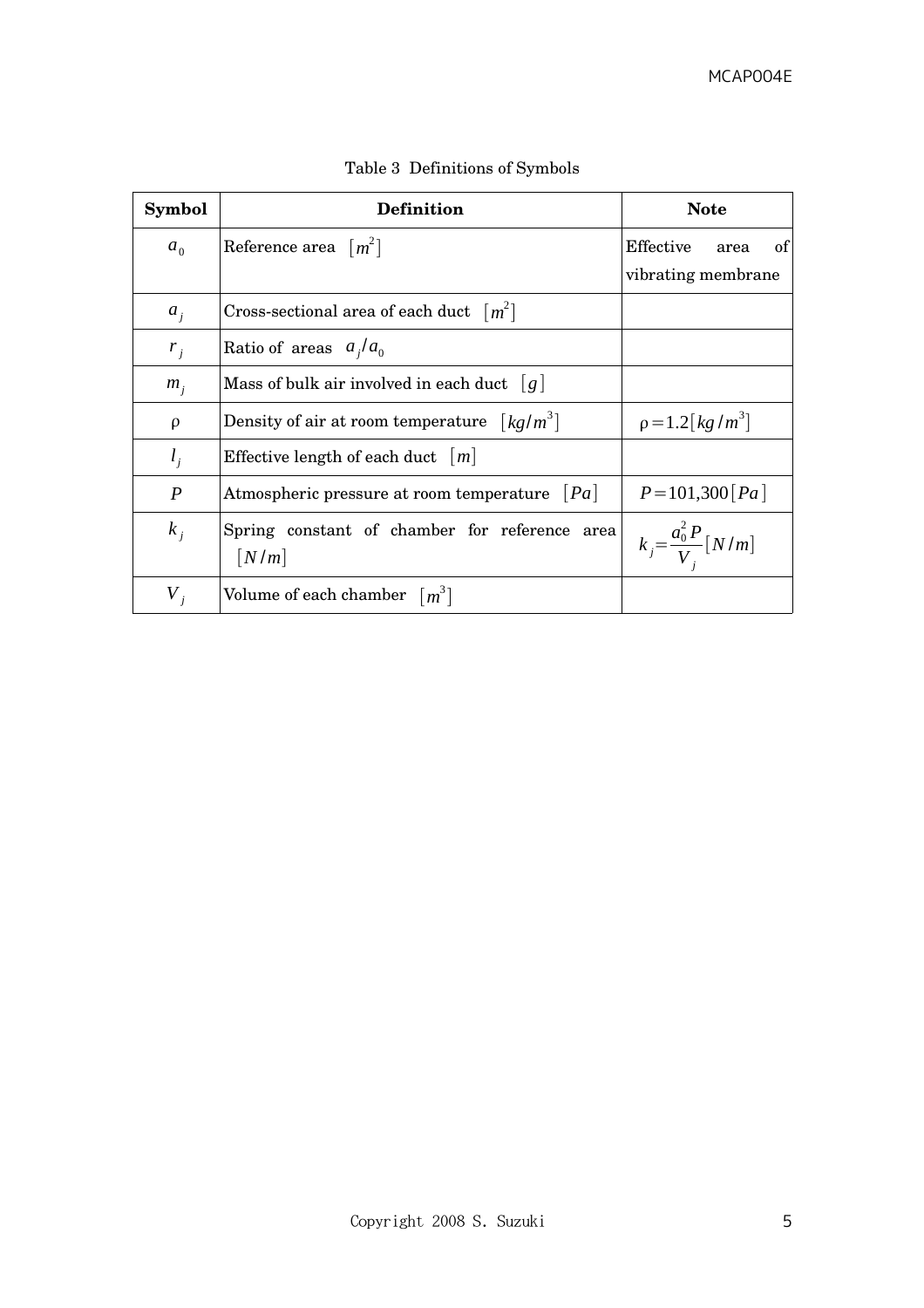Table 3 Definitions of Symbols

| Symbol | Definition | Note |
|---|---|---|
| $a_0$ | Reference area $[m^2]$ | Effective area of vibrating membrane |
| $a_j$ | Cross-sectional area of each duct $[m^2]$ | |
| $r_j$ | Ratio of areas $a_j/a_0$ | |
| $m_j$ | Mass of bulk air involved in each duct $[g]$ | |
| $\rho$ | Density of air at room temperature $[kg/m^3]$ | $\rho = 1.2[kg/m^3]$ |
| $l_j$ | Effective length of each duct $[m]$ | |
| $P$ | Atmospheric pressure at room temperature $[Pa]$ | $P = 101{,}300[Pa]$ |
| $k_j$ | Spring constant of chamber for reference area $[N/m]$ | $k_j = \dfrac{a_0^2 P}{V_j}[N/m]$ |
| $V_j$ | Volume of each chamber $[m^3]$ | |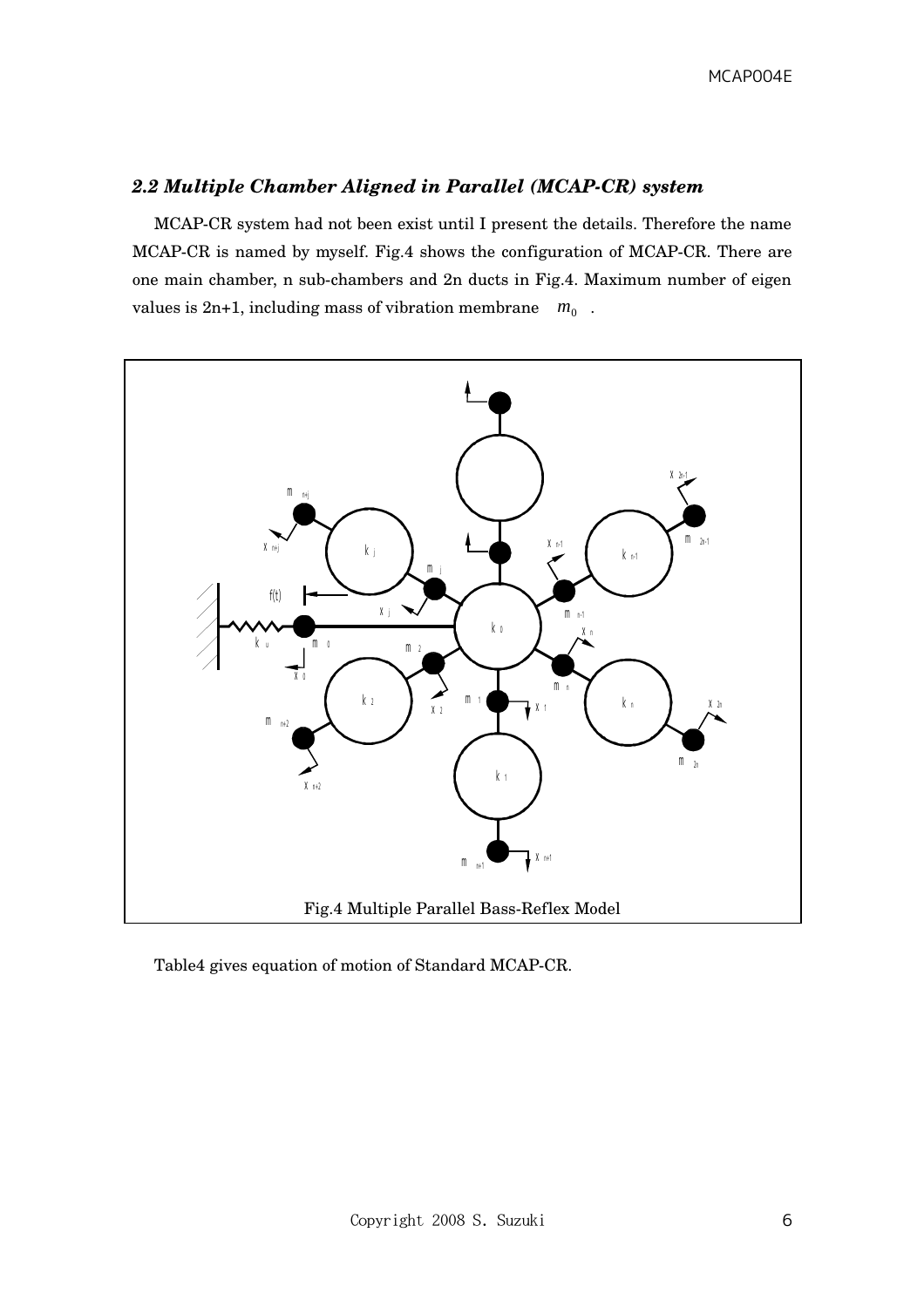### *2.2 Multiple Chamber Aligned in Parallel (MCAP-CR) system*

MCAP-CR system had not been exist until I present the details. Therefore the name MCAP-CR is named by myself. Fig.4 shows the configuration of MCAP-CR. There are one main chamber, n sub-chambers and 2n ducts in Fig.4. Maximum number of eigen values is 2n+1, including mass of vibration membrane $m_0$ .

Fig.4 Multiple Parallel Bass-Reflex Model

Table4 gives equation of motion of Standard MCAP-CR.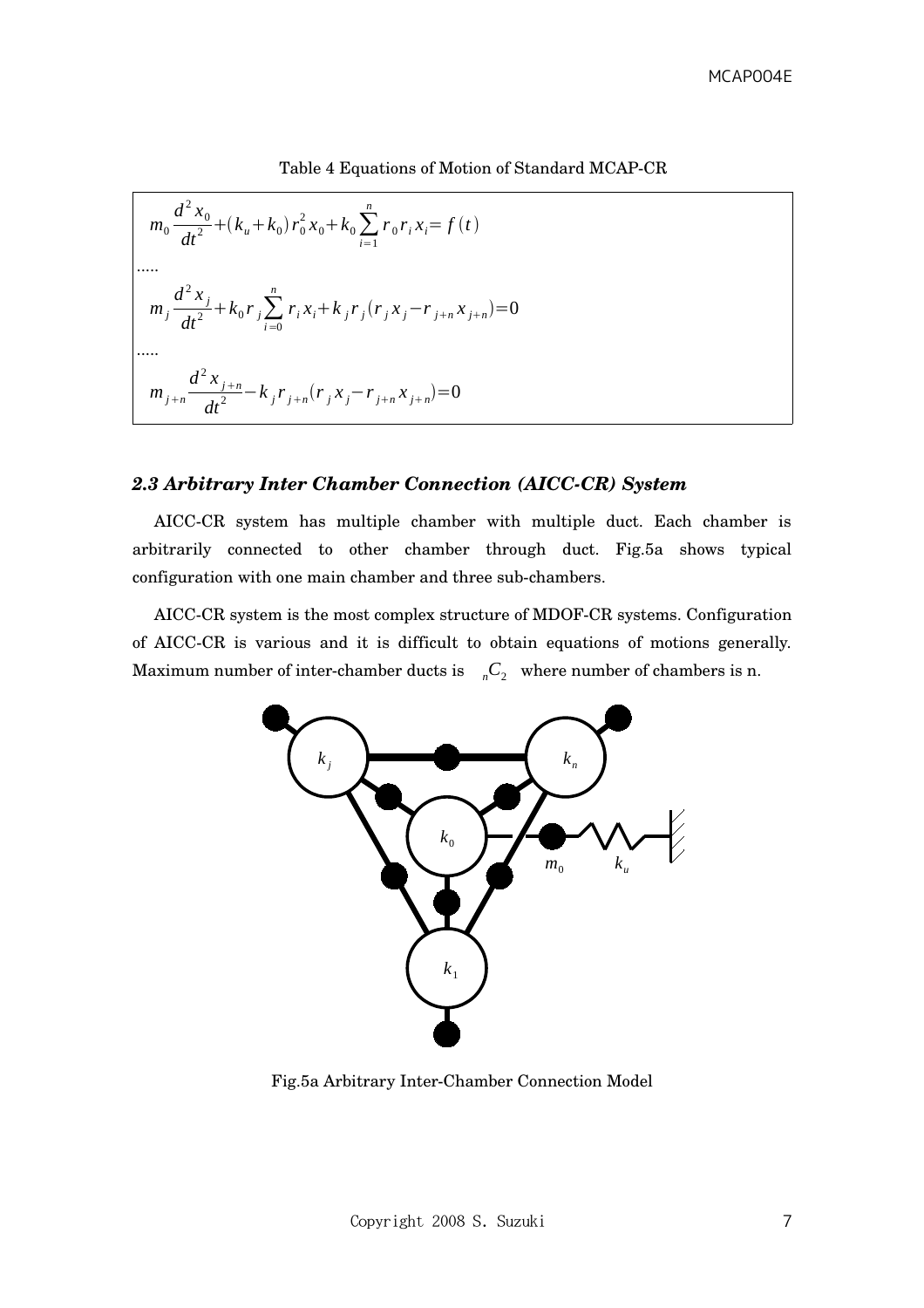Table 4 Equations of Motion of Standard MCAP-CR

$$m_0 \frac{d^2 x_0}{dt^2} + (k_u + k_0) r_0^2 x_0 + k_0 \sum_{i=1}^{n} r_0 r_i x_i = f(t)$$

.....

$$m_j \frac{d^2 x_j}{dt^2} + k_0 r_j \sum_{i=0}^{n} r_i x_i + k_j r_j (r_j x_j - r_{j+n} x_{j+n}) = 0$$

.....

$$m_{j+n} \frac{d^2 x_{j+n}}{dt^2} - k_j r_{j+n} (r_j x_j - r_{j+n} x_{j+n}) = 0$$

### *2.3 Arbitrary Inter Chamber Connection (AICC-CR) System*

AICC-CR system has multiple chamber with multiple duct. Each chamber is arbitrarily connected to other chamber through duct. Fig.5a shows typical configuration with one main chamber and three sub-chambers.

AICC-CR system is the most complex structure of MDOF-CR systems. Configuration of AICC-CR is various and it is difficult to obtain equations of motions generally. Maximum number of inter-chamber ducts is ${}_nC_2$ where number of chambers is n.

Fig.5a Arbitrary Inter-Chamber Connection Model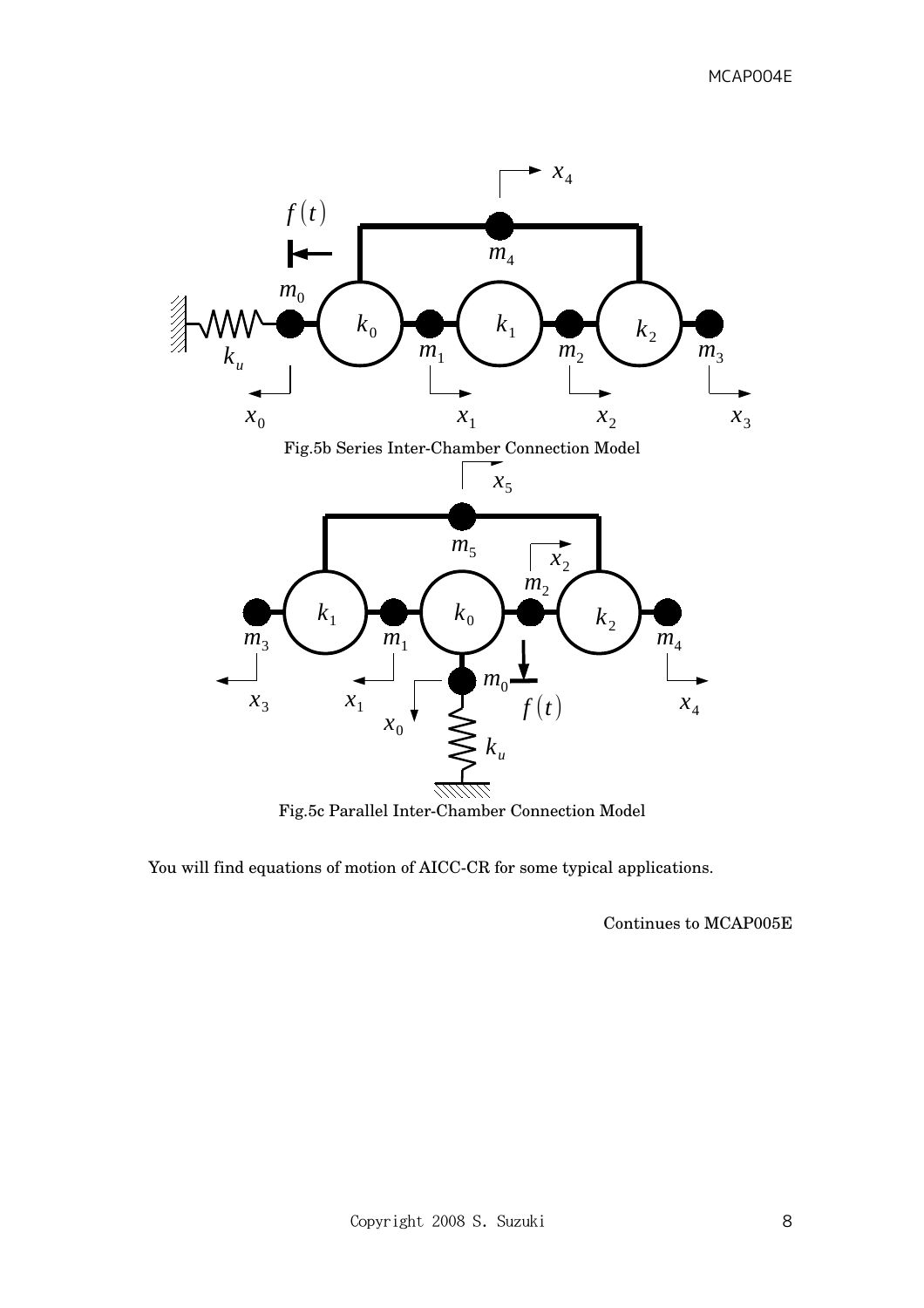Fig.5b Series Inter-Chamber Connection Model

Fig.5c Parallel Inter-Chamber Connection Model

You will find equations of motion of AICC-CR for some typical applications.

Continues to MCAP005E